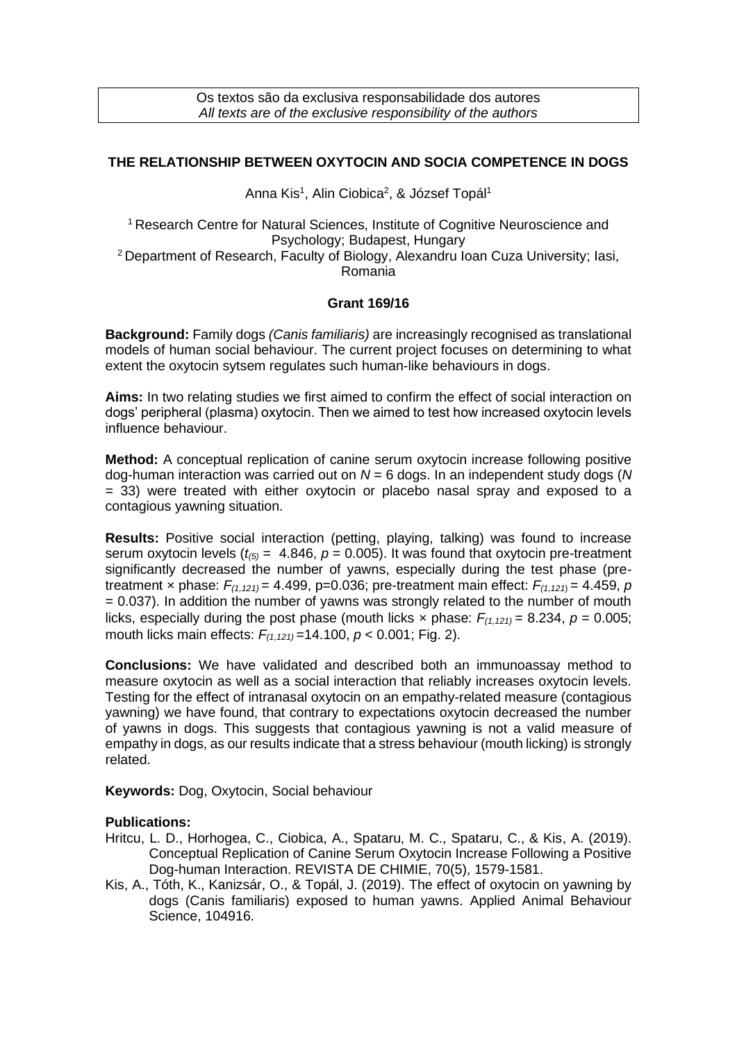Os textos são da exclusiva responsabilidade dos autores
*All texts are of the exclusive responsibility of the authors*

## THE RELATIONSHIP BETWEEN OXYTOCIN AND SOCIA COMPETENCE IN DOGS

Anna Kis[1], Alin Ciobica[2], & József Topál[1]

[1] Research Centre for Natural Sciences, Institute of Cognitive Neuroscience and Psychology; Budapest, Hungary
[2] Department of Research, Faculty of Biology, Alexandru Ioan Cuza University; Iasi, Romania

**Grant 169/16**

**Background:** Family dogs *(Canis familiaris)* are increasingly recognised as translational models of human social behaviour. The current project focuses on determining to what extent the oxytocin sytsem regulates such human-like behaviours in dogs.

**Aims:** In two relating studies we first aimed to confirm the effect of social interaction on dogs' peripheral (plasma) oxytocin. Then we aimed to test how increased oxytocin levels influence behaviour.

**Method:** A conceptual replication of canine serum oxytocin increase following positive dog-human interaction was carried out on $N = 6$ dogs. In an independent study dogs ($N = 33$) were treated with either oxytocin or placebo nasal spray and exposed to a contagious yawning situation.

**Results:** Positive social interaction (petting, playing, talking) was found to increase serum oxytocin levels ($t_{(5)} = 4.846$, $p = 0.005$). It was found that oxytocin pre-treatment significantly decreased the number of yawns, especially during the test phase (pre-treatment × phase: $F_{(1,121)} = 4.499$, p=0.036; pre-treatment main effect: $F_{(1,121)} = 4.459$, $p = 0.037$). In addition the number of yawns was strongly related to the number of mouth licks, especially during the post phase (mouth licks × phase: $F_{(1,121)} = 8.234$, $p = 0.005$; mouth licks main effects: $F_{(1,121)} = 14.100$, $p < 0.001$; Fig. 2).

**Conclusions:** We have validated and described both an immunoassay method to measure oxytocin as well as a social interaction that reliably increases oxytocin levels. Testing for the effect of intranasal oxytocin on an empathy-related measure (contagious yawning) we have found, that contrary to expectations oxytocin decreased the number of yawns in dogs. This suggests that contagious yawning is not a valid measure of empathy in dogs, as our results indicate that a stress behaviour (mouth licking) is strongly related.

**Keywords:** Dog, Oxytocin, Social behaviour

**Publications:**

- Hritcu, L. D., Horhogea, C., Ciobica, A., Spataru, M. C., Spataru, C., & Kis, A. (2019). Conceptual Replication of Canine Serum Oxytocin Increase Following a Positive Dog-human Interaction. REVISTA DE CHIMIE, 70(5), 1579-1581.
- Kis, A., Tóth, K., Kanizsár, O., & Topál, J. (2019). The effect of oxytocin on yawning by dogs (Canis familiaris) exposed to human yawns. Applied Animal Behaviour Science, 104916.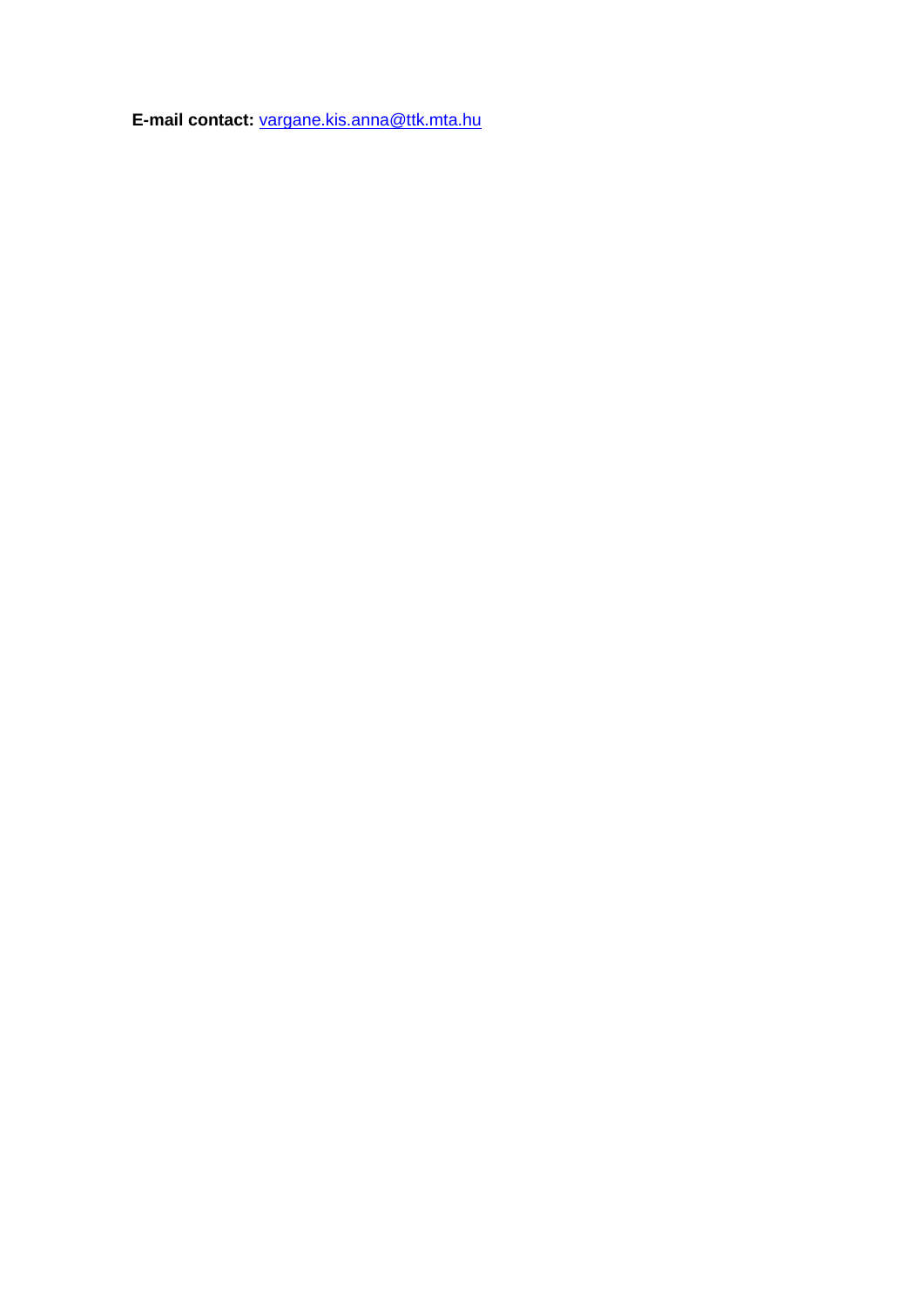**E-mail contact:** vargane.kis.anna@ttk.mta.hu